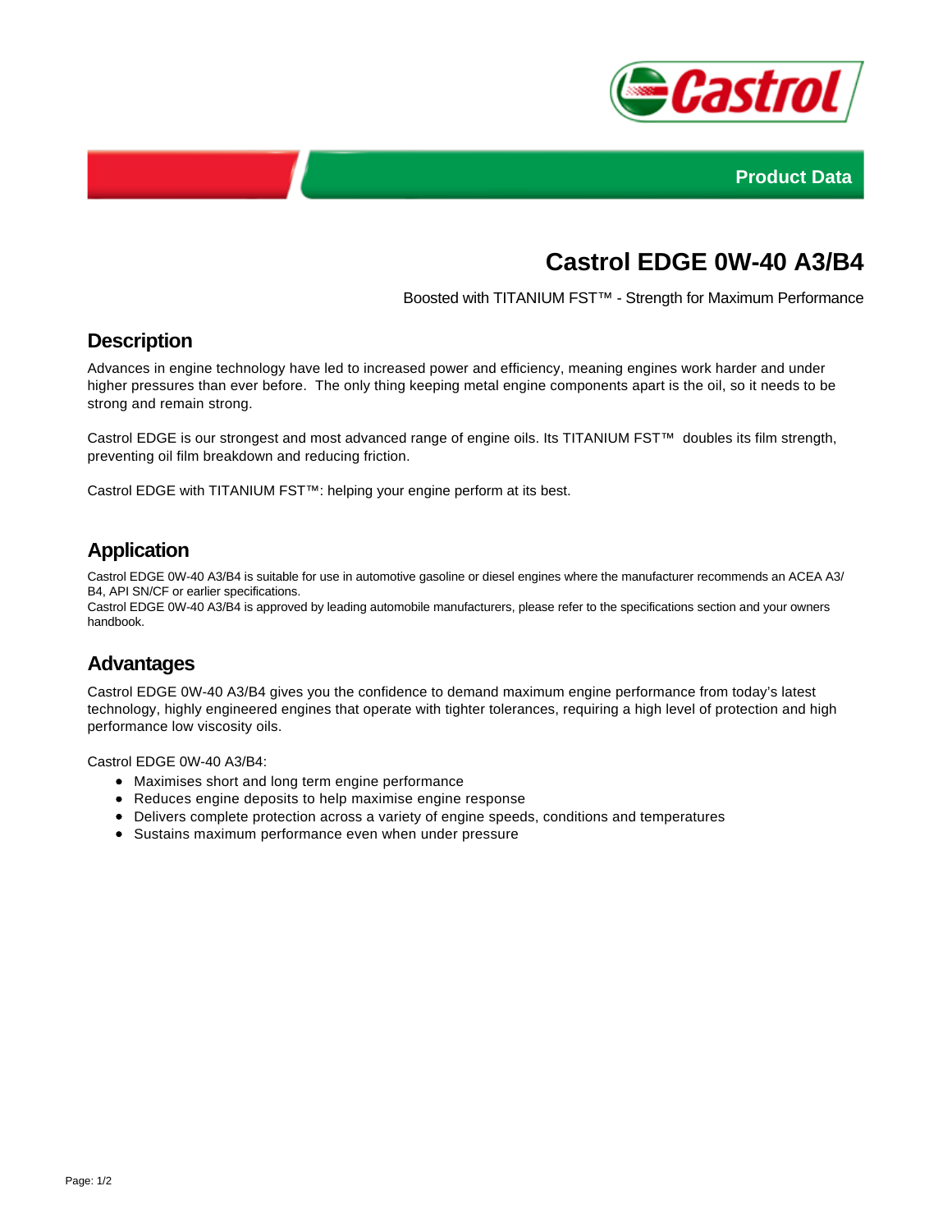Product Data

# Castrol EDGE 0W-40 A3/B4

Boosted with TITANIUM FST™ - Strength for Maximum Performance

## Description

Advances in engine technology have led to increased power and efficiency, meaning engines work harder and under higher pressures than ever before. The only thing keeping metal engine components apart is the oil, so it needs to be strong and remain strong.

Castrol EDGE is our strongest and most advanced range of engine oils. Its TITANIUM FST™ doubles its film strength, preventing oil film breakdown and reducing friction.

Castrol EDGE with TITANIUM FST™: helping your engine perform at its best.

## Application

Castrol EDGE 0W-40 A3/B4 is suitable for use in automotive gasoline or diesel engines where the manufacturer recommends an ACEA A3/B4, API SN/CF or earlier specifications.
Castrol EDGE 0W-40 A3/B4 is approved by leading automobile manufacturers, please refer to the specifications section and your owners handbook.

## Advantages

Castrol EDGE 0W-40 A3/B4 gives you the confidence to demand maximum engine performance from today's latest technology, highly engineered engines that operate with tighter tolerances, requiring a high level of protection and high performance low viscosity oils.

Castrol EDGE 0W-40 A3/B4:

- Maximises short and long term engine performance
- Reduces engine deposits to help maximise engine response
- Delivers complete protection across a variety of engine speeds, conditions and temperatures
- Sustains maximum performance even when under pressure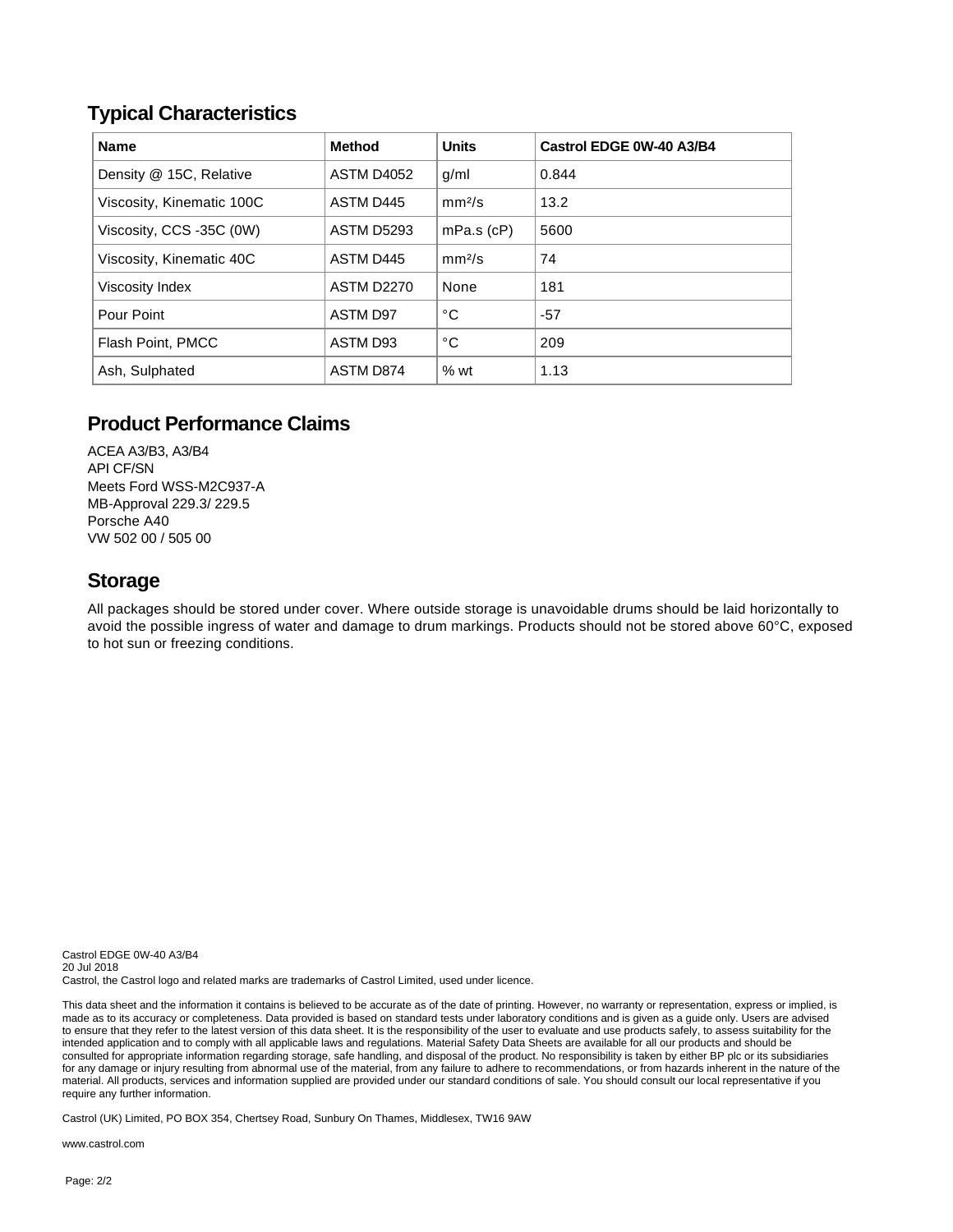## Typical Characteristics

| Name | Method | Units | Castrol EDGE 0W-40 A3/B4 |
| --- | --- | --- | --- |
| Density @ 15C, Relative | ASTM D4052 | g/ml | 0.844 |
| Viscosity, Kinematic 100C | ASTM D445 | $mm^2/s$ | 13.2 |
| Viscosity, CCS -35C (0W) | ASTM D5293 | mPa.s (cP) | 5600 |
| Viscosity, Kinematic 40C | ASTM D445 | $mm^2/s$ | 74 |
| Viscosity Index | ASTM D2270 | None | 181 |
| Pour Point | ASTM D97 | °C | -57 |
| Flash Point, PMCC | ASTM D93 | °C | 209 |
| Ash, Sulphated | ASTM D874 | % wt | 1.13 |

## Product Performance Claims

ACEA A3/B3, A3/B4
API CF/SN
Meets Ford WSS-M2C937-A
MB-Approval 229.3/ 229.5
Porsche A40
VW 502 00 / 505 00

## Storage

All packages should be stored under cover. Where outside storage is unavoidable drums should be laid horizontally to avoid the possible ingress of water and damage to drum markings. Products should not be stored above 60°C, exposed to hot sun or freezing conditions.

Castrol EDGE 0W-40 A3/B4
20 Jul 2018
Castrol, the Castrol logo and related marks are trademarks of Castrol Limited, used under licence.

This data sheet and the information it contains is believed to be accurate as of the date of printing. However, no warranty or representation, express or implied, is made as to its accuracy or completeness. Data provided is based on standard tests under laboratory conditions and is given as a guide only. Users are advised to ensure that they refer to the latest version of this data sheet. It is the responsibility of the user to evaluate and use products safely, to assess suitability for the intended application and to comply with all applicable laws and regulations. Material Safety Data Sheets are available for all our products and should be consulted for appropriate information regarding storage, safe handling, and disposal of the product. No responsibility is taken by either BP plc or its subsidiaries for any damage or injury resulting from abnormal use of the material, from any failure to adhere to recommendations, or from hazards inherent in the nature of the material. All products, services and information supplied are provided under our standard conditions of sale. You should consult our local representative if you require any further information.

Castrol (UK) Limited, PO BOX 354, Chertsey Road, Sunbury On Thames, Middlesex, TW16 9AW

www.castrol.com